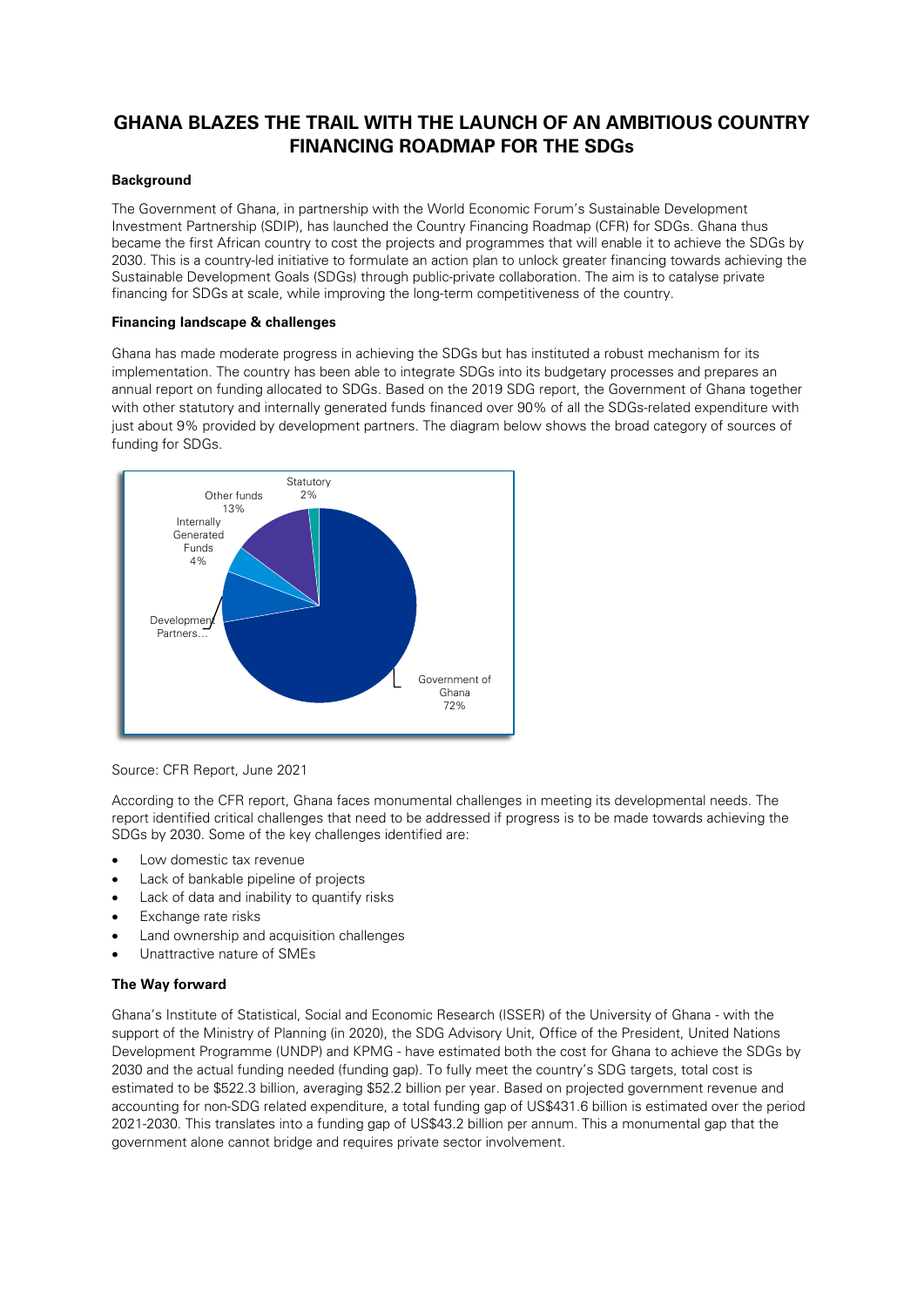# GHANA BLAZES THE TRAIL WITH THE LAUNCH OF AN AMBITIOUS COUNTRY FINANCING ROADMAP FOR THE SDGs

### Background

The Government of Ghana, in partnership with the World Economic Forum's Sustainable Development Investment Partnership (SDIP), has launched the Country Financing Roadmap (CFR) for SDGs. Ghana thus became the first African country to cost the projects and programmes that will enable it to achieve the SDGs by 2030. This is a country-led initiative to formulate an action plan to unlock greater financing towards achieving the Sustainable Development Goals (SDGs) through public-private collaboration. The aim is to catalyse private financing for SDGs at scale, while improving the long-term competitiveness of the country.

### Financing landscape & challenges

Ghana has made moderate progress in achieving the SDGs but has instituted a robust mechanism for its implementation. The country has been able to integrate SDGs into its budgetary processes and prepares an annual report on funding allocated to SDGs. Based on the 2019 SDG report, the Government of Ghana together with other statutory and internally generated funds financed over 90% of all the SDGs-related expenditure with just about 9% provided by development partners. The diagram below shows the broad category of sources of funding for SDGs.

Source: CFR Report, June 2021

According to the CFR report, Ghana faces monumental challenges in meeting its developmental needs. The report identified critical challenges that need to be addressed if progress is to be made towards achieving the SDGs by 2030. Some of the key challenges identified are:

- Low domestic tax revenue
- Lack of bankable pipeline of projects
- Lack of data and inability to quantify risks
- Exchange rate risks
- Land ownership and acquisition challenges
- Unattractive nature of SMEs

### The Way forward

Ghana's Institute of Statistical, Social and Economic Research (ISSER) of the University of Ghana - with the support of the Ministry of Planning (in 2020), the SDG Advisory Unit, Office of the President, United Nations Development Programme (UNDP) and KPMG - have estimated both the cost for Ghana to achieve the SDGs by 2030 and the actual funding needed (funding gap). To fully meet the country's SDG targets, total cost is estimated to be $522.3 billion, averaging $52.2 billion per year. Based on projected government revenue and accounting for non-SDG related expenditure, a total funding gap of US$431.6 billion is estimated over the period 2021-2030. This translates into a funding gap of US$43.2 billion per annum. This a monumental gap that the government alone cannot bridge and requires private sector involvement.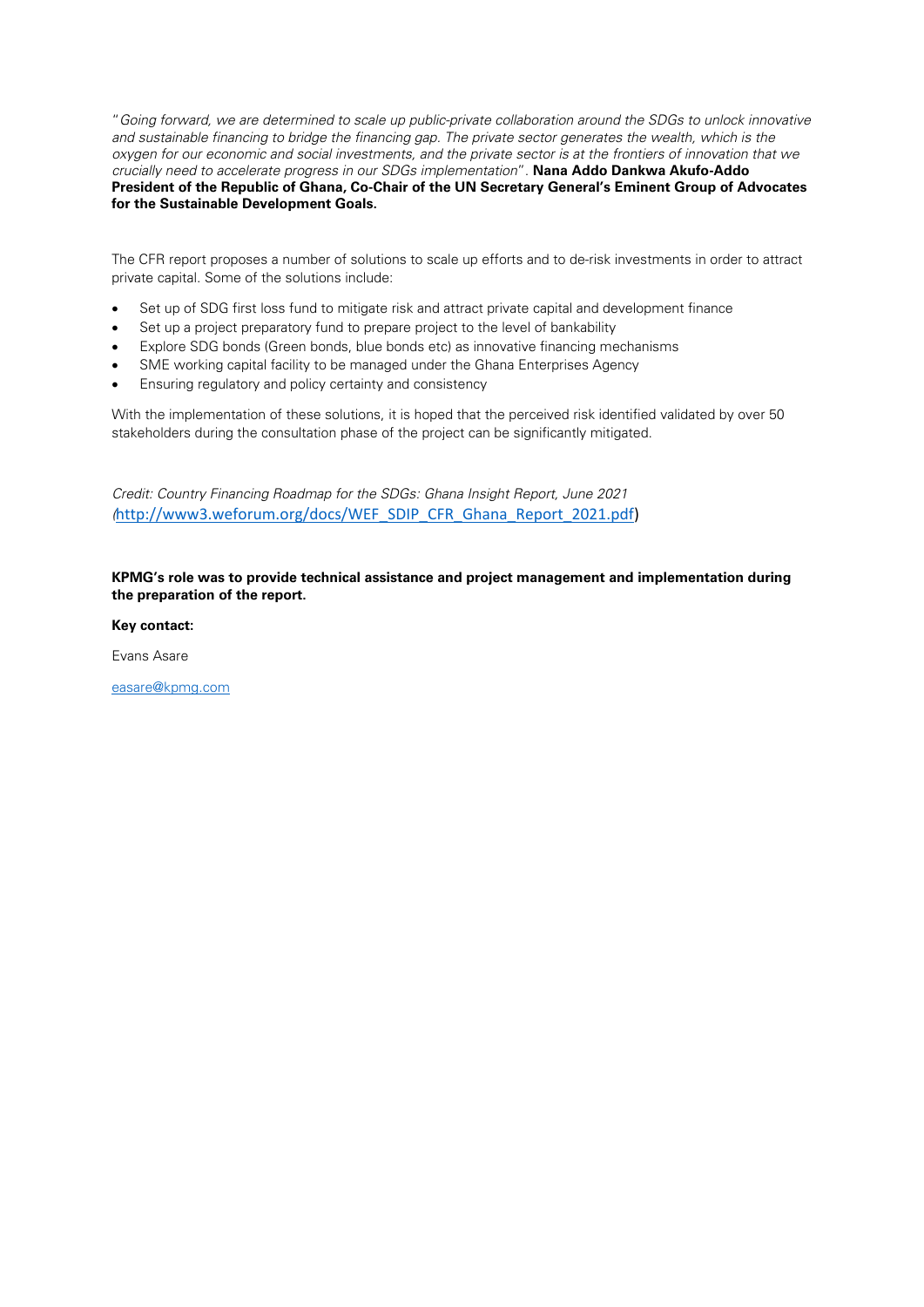"*Going forward, we are determined to scale up public-private collaboration around the SDGs to unlock innovative and sustainable financing to bridge the financing gap. The private sector generates the wealth, which is the oxygen for our economic and social investments, and the private sector is at the frontiers of innovation that we crucially need to accelerate progress in our SDGs implementation*". **Nana Addo Dankwa Akufo-Addo President of the Republic of Ghana, Co-Chair of the UN Secretary General's Eminent Group of Advocates for the Sustainable Development Goals.**

The CFR report proposes a number of solutions to scale up efforts and to de-risk investments in order to attract private capital. Some of the solutions include:

- Set up of SDG first loss fund to mitigate risk and attract private capital and development finance
- Set up a project preparatory fund to prepare project to the level of bankability
- Explore SDG bonds (Green bonds, blue bonds etc) as innovative financing mechanisms
- SME working capital facility to be managed under the Ghana Enterprises Agency
- Ensuring regulatory and policy certainty and consistency

With the implementation of these solutions, it is hoped that the perceived risk identified validated by over 50 stakeholders during the consultation phase of the project can be significantly mitigated.

*Credit: Country Financing Roadmap for the SDGs: Ghana Insight Report, June 2021* (http://www3.weforum.org/docs/WEF_SDIP_CFR_Ghana_Report_2021.pdf)

**KPMG's role was to provide technical assistance and project management and implementation during the preparation of the report.**

**Key contact:**

Evans Asare

easare@kpmg.com